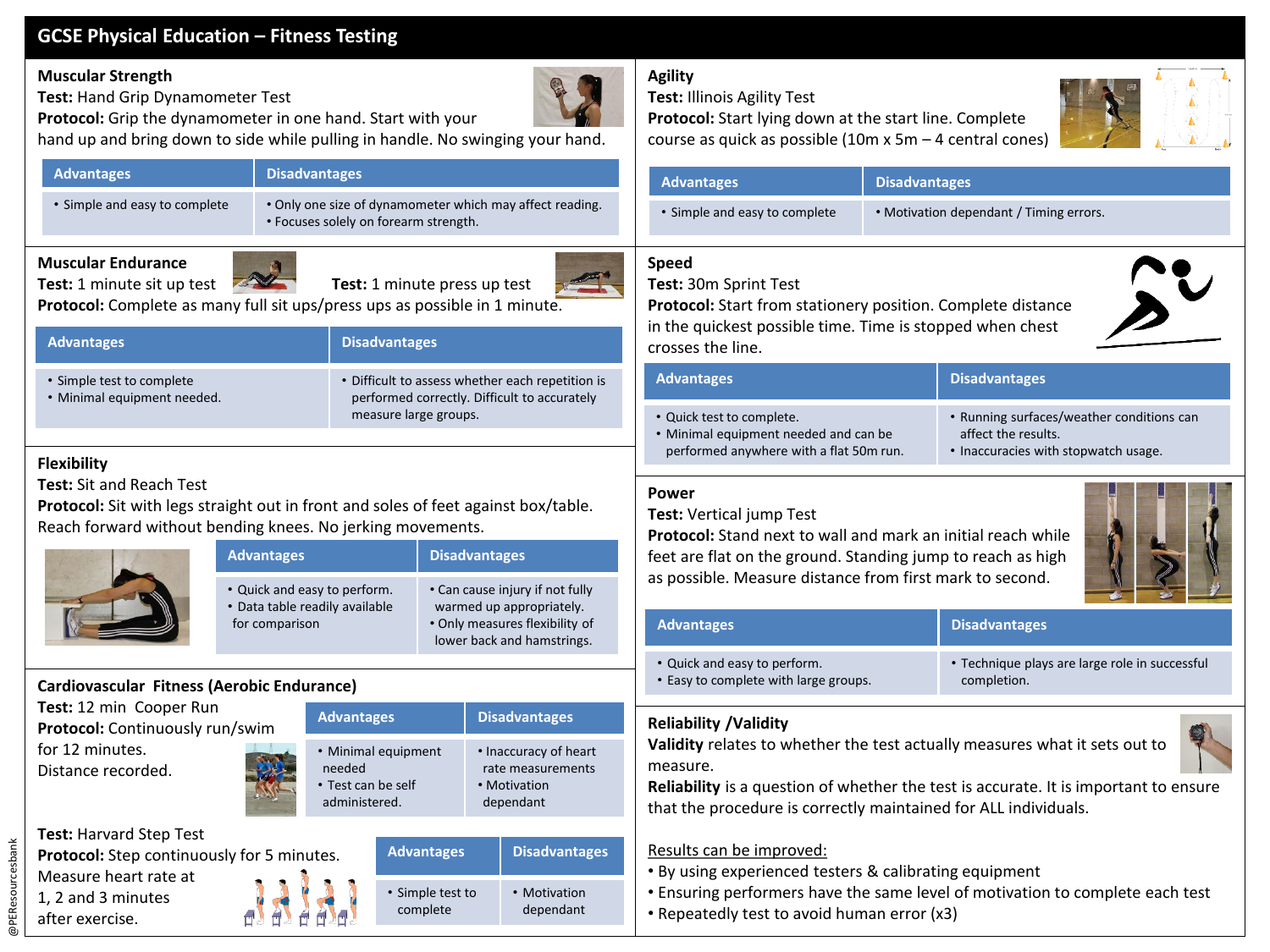# GCSE Physical Education – Fitness Testing

## Muscular Strength

**Test:** Hand Grip Dynamometer Test

**Protocol:** Grip the dynamometer in one hand. Start with your hand up and bring down to side while pulling in handle. No swinging your hand.

| Advantages | Disadvantages |
| --- | --- |
| • Simple and easy to complete | • Only one size of dynamometer which may affect reading.<br>• Focuses solely on forearm strength. |

## Muscular Endurance

**Test:** 1 minute sit up test **Test:** 1 minute press up test

**Protocol:** Complete as many full sit ups/press ups as possible in 1 minute.

| Advantages | Disadvantages |
| --- | --- |
| • Simple test to complete<br>• Minimal equipment needed. | • Difficult to assess whether each repetition is performed correctly. Difficult to accurately measure large groups. |

## Flexibility

**Test:** Sit and Reach Test

**Protocol:** Sit with legs straight out in front and soles of feet against box/table. Reach forward without bending knees. No jerking movements.

| Advantages | Disadvantages |
| --- | --- |
| • Quick and easy to perform.<br>• Data table readily available for comparison | • Can cause injury if not fully warmed up appropriately.<br>• Only measures flexibility of lower back and hamstrings. |

## Cardiovascular Fitness (Aerobic Endurance)

**Test:** 12 min Cooper Run

**Protocol:** Continuously run/swim for 12 minutes. Distance recorded.

| Advantages | Disadvantages |
| --- | --- |
| • Minimal equipment needed<br>• Test can be self administered. | • Inaccuracy of heart rate measurements<br>• Motivation dependant |

**Test:** Harvard Step Test

**Protocol:** Step continuously for 5 minutes. Measure heart rate at 1, 2 and 3 minutes after exercise.

| Advantages | Disadvantages |
| --- | --- |
| • Simple test to complete | • Motivation dependant |

## Agility

**Test:** Illinois Agility Test

**Protocol:** Start lying down at the start line. Complete course as quick as possible (10m x 5m – 4 central cones)

| Advantages | Disadvantages |
| --- | --- |
| • Simple and easy to complete | • Motivation dependant / Timing errors. |

## Speed

**Test:** 30m Sprint Test

**Protocol:** Start from stationery position. Complete distance in the quickest possible time. Time is stopped when chest crosses the line.

| Advantages | Disadvantages |
| --- | --- |
| • Quick test to complete.<br>• Minimal equipment needed and can be performed anywhere with a flat 50m run. | • Running surfaces/weather conditions can affect the results.<br>• Inaccuracies with stopwatch usage. |

## Power

**Test:** Vertical jump Test

**Protocol:** Stand next to wall and mark an initial reach while feet are flat on the ground. Standing jump to reach as high as possible. Measure distance from first mark to second.

| Advantages | Disadvantages |
| --- | --- |
| • Quick and easy to perform.<br>• Easy to complete with large groups. | • Technique plays are large role in successful completion. |

## Reliability /Validity

**Validity** relates to whether the test actually measures what it sets out to measure.

**Reliability** is a question of whether the test is accurate. It is important to ensure that the procedure is correctly maintained for ALL individuals.

Results can be improved:

- By using experienced testers & calibrating equipment
- Ensuring performers have the same level of motivation to complete each test
- Repeatedly test to avoid human error (x3)

@PEresourcesbank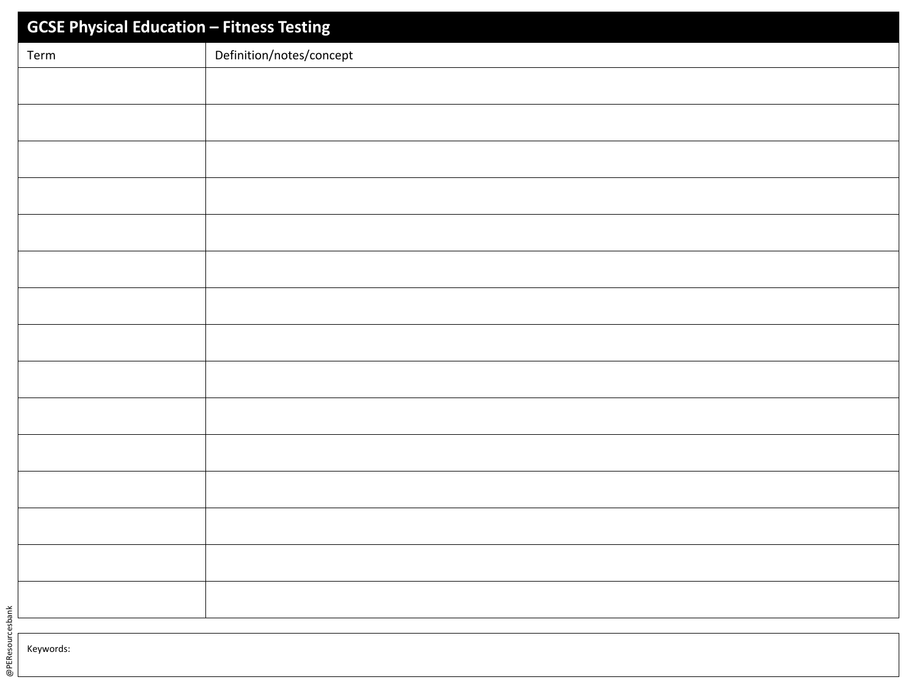## GCSE Physical Education – Fitness Testing

| Term | Definition/notes/concept |
| --- | --- |
| | |
| | |
| | |
| | |
| | |
| | |
| | |
| | |
| | |
| | |
| | |
| | |
| | |
| | |
| | |

@PEResourcesbank

Keywords: